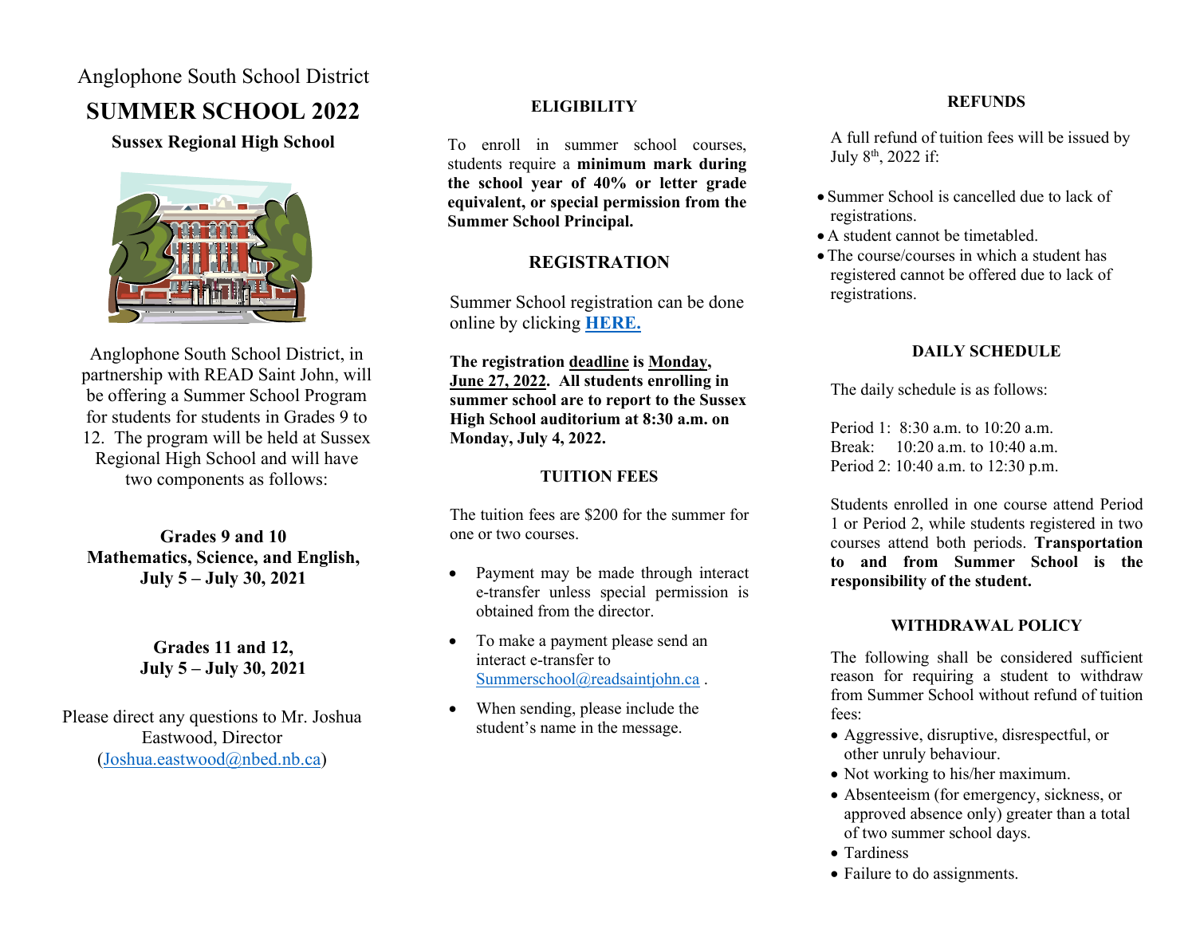Anglophone South School District

# SUMMER SCHOOL 2022

**Sussex Regional High School**

Anglophone South School District, in partnership with READ Saint John, will be offering a Summer School Program for students for students in Grades 9 to 12. The program will be held at Sussex Regional High School and will have two components as follows:

**Grades 9 and 10**
**Mathematics, Science, and English,**
**July 5 – July 30, 2021**

**Grades 11 and 12,**
**July 5 – July 30, 2021**

Please direct any questions to Mr. Joshua Eastwood, Director (Joshua.eastwood@nbed.nb.ca)

## ELIGIBILITY

To enroll in summer school courses, students require a **minimum mark during the school year of 40% or letter grade equivalent, or special permission from the Summer School Principal.**

## REGISTRATION

Summer School registration can be done online by clicking **HERE.**

**The registration deadline is Monday, June 27, 2022. All students enrolling in summer school are to report to the Sussex High School auditorium at 8:30 a.m. on Monday, July 4, 2022.**

## TUITION FEES

The tuition fees are $200 for the summer for one or two courses.

- Payment may be made through interact e-transfer unless special permission is obtained from the director.
- To make a payment please send an interact e-transfer to Summerschool@readsaintjohn.ca .
- When sending, please include the student's name in the message.

## REFUNDS

A full refund of tuition fees will be issued by July 8th, 2022 if:

- Summer School is cancelled due to lack of registrations.
- A student cannot be timetabled.
- The course/courses in which a student has registered cannot be offered due to lack of registrations.

## DAILY SCHEDULE

The daily schedule is as follows:

Period 1: 8:30 a.m. to 10:20 a.m.
Break: 10:20 a.m. to 10:40 a.m.
Period 2: 10:40 a.m. to 12:30 p.m.

Students enrolled in one course attend Period 1 or Period 2, while students registered in two courses attend both periods. **Transportation to and from Summer School is the responsibility of the student.**

## WITHDRAWAL POLICY

The following shall be considered sufficient reason for requiring a student to withdraw from Summer School without refund of tuition fees:

- Aggressive, disruptive, disrespectful, or other unruly behaviour.
- Not working to his/her maximum.
- Absenteeism (for emergency, sickness, or approved absence only) greater than a total of two summer school days.
- Tardiness
- Failure to do assignments.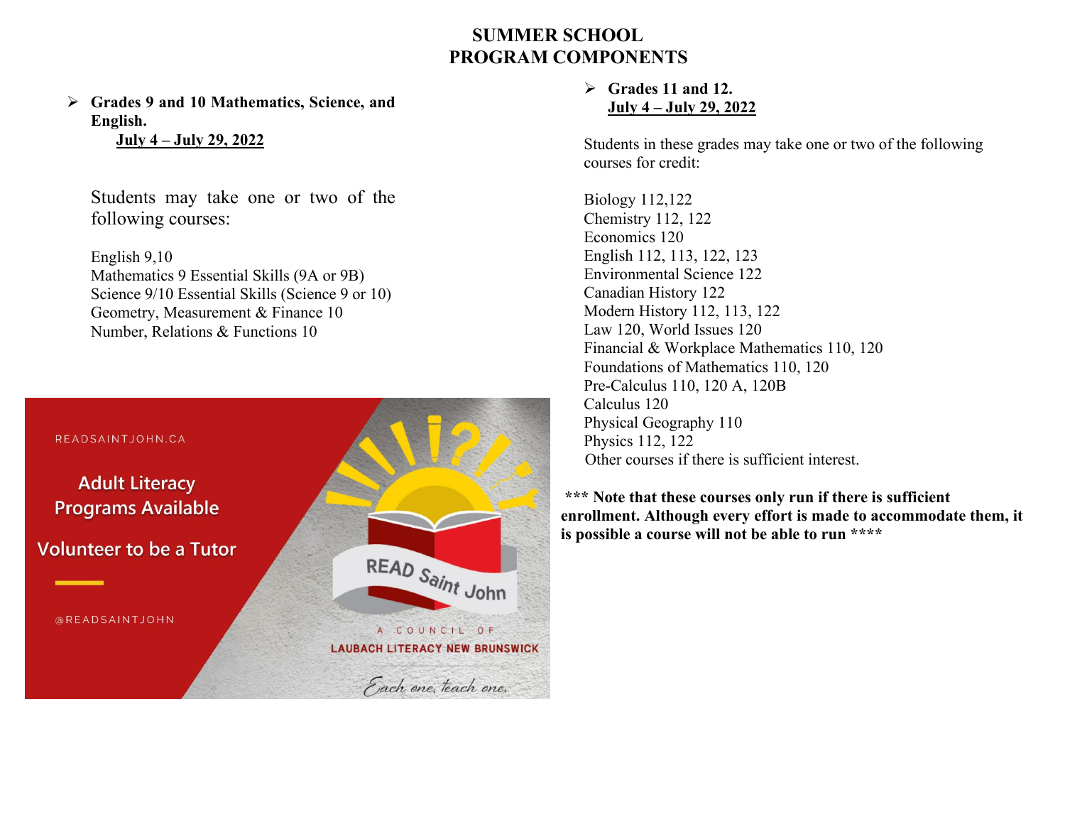# SUMMER SCHOOL
# PROGRAM COMPONENTS

- **Grades 9 and 10 Mathematics, Science, and English.**
  **July 4 – July 29, 2022**

Students may take one or two of the following courses:

English 9,10
Mathematics 9 Essential Skills (9A or 9B)
Science 9/10 Essential Skills (Science 9 or 10)
Geometry, Measurement & Finance 10
Number, Relations & Functions 10

READSAINTJOHN.CA

Adult Literacy Programs Available

Volunteer to be a Tutor

@READSAINTJOHN

READ Saint John

A COUNCIL OF LAUBACH LITERACY NEW BRUNSWICK

Each one, teach one.

- **Grades 11 and 12.**
  **July 4 – July 29, 2022**

Students in these grades may take one or two of the following courses for credit:

Biology 112,122
Chemistry 112, 122
Economics 120
English 112, 113, 122, 123
Environmental Science 122
Canadian History 122
Modern History 112, 113, 122
Law 120, World Issues 120
Financial & Workplace Mathematics 110, 120
Foundations of Mathematics 110, 120
Pre-Calculus 110, 120 A, 120B
Calculus 120
Physical Geography 110
Physics 112, 122
Other courses if there is sufficient interest.

**\*\*\* Note that these courses only run if there is sufficient enrollment. Although every effort is made to accommodate them, it is possible a course will not be able to run \*\*\*\***